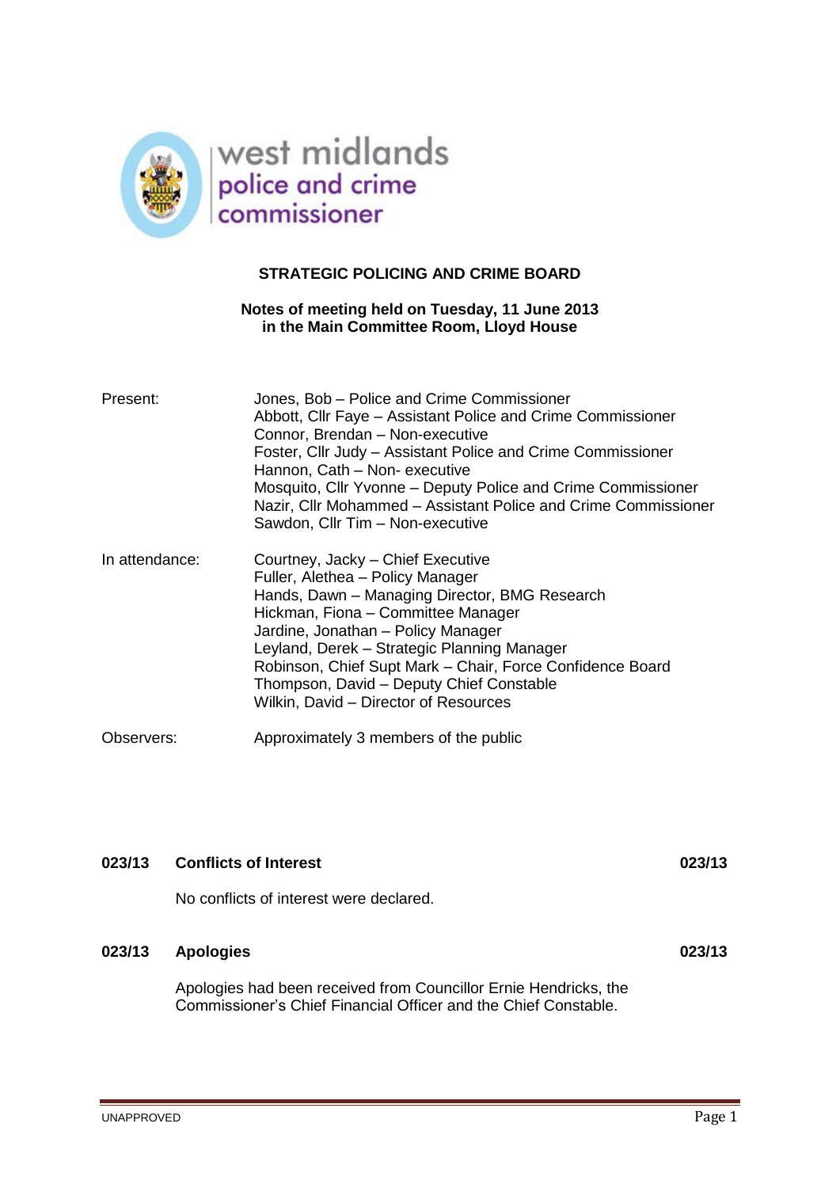west midlands
police and crime
commissioner

**STRATEGIC POLICING AND CRIME BOARD**

**Notes of meeting held on Tuesday, 11 June 2013**
**in the Main Committee Room, Lloyd House**

| | |
|---|---|
| Present: | Jones, Bob – Police and Crime Commissioner<br>Abbott, Cllr Faye – Assistant Police and Crime Commissioner<br>Connor, Brendan – Non-executive<br>Foster, Cllr Judy – Assistant Police and Crime Commissioner<br>Hannon, Cath – Non- executive<br>Mosquito, Cllr Yvonne – Deputy Police and Crime Commissioner<br>Nazir, Cllr Mohammed – Assistant Police and Crime Commissioner<br>Sawdon, Cllr Tim – Non-executive |
| In attendance: | Courtney, Jacky – Chief Executive<br>Fuller, Alethea – Policy Manager<br>Hands, Dawn – Managing Director, BMG Research<br>Hickman, Fiona – Committee Manager<br>Jardine, Jonathan – Policy Manager<br>Leyland, Derek – Strategic Planning Manager<br>Robinson, Chief Supt Mark – Chair, Force Confidence Board<br>Thompson, David – Deputy Chief Constable<br>Wilkin, David – Director of Resources |
| Observers: | Approximately 3 members of the public |

**023/13 Conflicts of Interest 023/13**

No conflicts of interest were declared.

**023/13 Apologies 023/13**

Apologies had been received from Councillor Ernie Hendricks, the Commissioner's Chief Financial Officer and the Chief Constable.

UNAPPROVED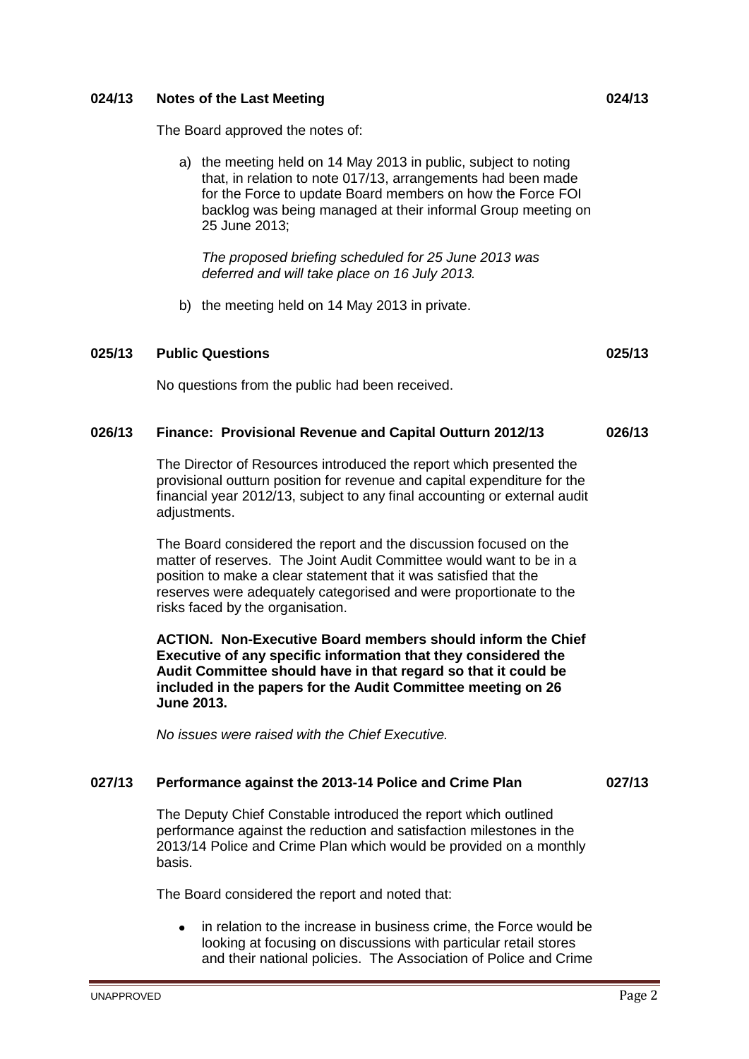## 024/13 Notes of the Last Meeting 024/13

The Board approved the notes of:

a) the meeting held on 14 May 2013 in public, subject to noting that, in relation to note 017/13, arrangements had been made for the Force to update Board members on how the Force FOI backlog was being managed at their informal Group meeting on 25 June 2013;

   *The proposed briefing scheduled for 25 June 2013 was deferred and will take place on 16 July 2013.*

b) the meeting held on 14 May 2013 in private.

## 025/13 Public Questions 025/13

No questions from the public had been received.

## 026/13 Finance: Provisional Revenue and Capital Outturn 2012/13 026/13

The Director of Resources introduced the report which presented the provisional outturn position for revenue and capital expenditure for the financial year 2012/13, subject to any final accounting or external audit adjustments.

The Board considered the report and the discussion focused on the matter of reserves. The Joint Audit Committee would want to be in a position to make a clear statement that it was satisfied that the reserves were adequately categorised and were proportionate to the risks faced by the organisation.

**ACTION. Non-Executive Board members should inform the Chief Executive of any specific information that they considered the Audit Committee should have in that regard so that it could be included in the papers for the Audit Committee meeting on 26 June 2013.**

*No issues were raised with the Chief Executive.*

## 027/13 Performance against the 2013-14 Police and Crime Plan 027/13

The Deputy Chief Constable introduced the report which outlined performance against the reduction and satisfaction milestones in the 2013/14 Police and Crime Plan which would be provided on a monthly basis.

The Board considered the report and noted that:

- in relation to the increase in business crime, the Force would be looking at focusing on discussions with particular retail stores and their national policies. The Association of Police and Crime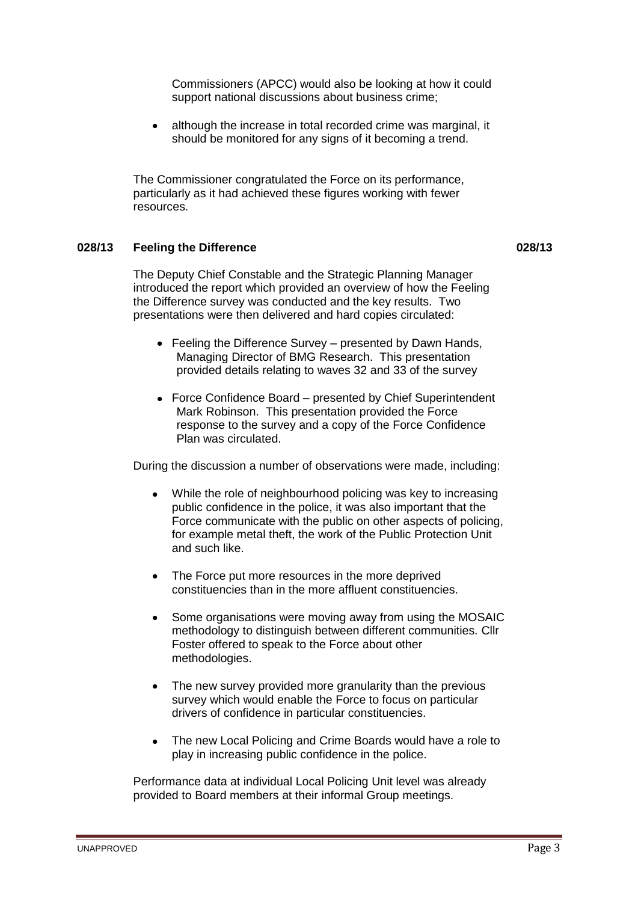Commissioners (APCC) would also be looking at how it could support national discussions about business crime;

- although the increase in total recorded crime was marginal, it should be monitored for any signs of it becoming a trend.

The Commissioner congratulated the Force on its performance, particularly as it had achieved these figures working with fewer resources.

### 028/13 Feeling the Difference 028/13

The Deputy Chief Constable and the Strategic Planning Manager introduced the report which provided an overview of how the Feeling the Difference survey was conducted and the key results. Two presentations were then delivered and hard copies circulated:

- Feeling the Difference Survey – presented by Dawn Hands, Managing Director of BMG Research. This presentation provided details relating to waves 32 and 33 of the survey
- Force Confidence Board – presented by Chief Superintendent Mark Robinson. This presentation provided the Force response to the survey and a copy of the Force Confidence Plan was circulated.

During the discussion a number of observations were made, including:

- While the role of neighbourhood policing was key to increasing public confidence in the police, it was also important that the Force communicate with the public on other aspects of policing, for example metal theft, the work of the Public Protection Unit and such like.
- The Force put more resources in the more deprived constituencies than in the more affluent constituencies.
- Some organisations were moving away from using the MOSAIC methodology to distinguish between different communities. Cllr Foster offered to speak to the Force about other methodologies.
- The new survey provided more granularity than the previous survey which would enable the Force to focus on particular drivers of confidence in particular constituencies.
- The new Local Policing and Crime Boards would have a role to play in increasing public confidence in the police.

Performance data at individual Local Policing Unit level was already provided to Board members at their informal Group meetings.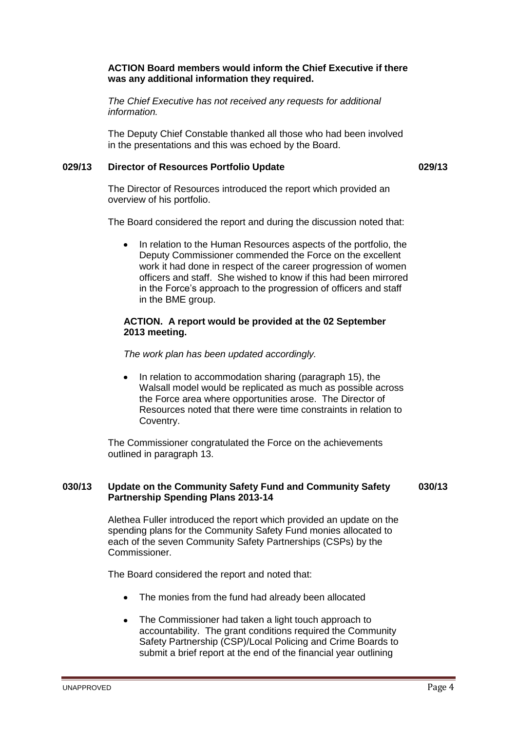**ACTION Board members would inform the Chief Executive if there was any additional information they required.**

*The Chief Executive has not received any requests for additional information.*

The Deputy Chief Constable thanked all those who had been involved in the presentations and this was echoed by the Board.

### 029/13 Director of Resources Portfolio Update

The Director of Resources introduced the report which provided an overview of his portfolio.

The Board considered the report and during the discussion noted that:

- In relation to the Human Resources aspects of the portfolio, the Deputy Commissioner commended the Force on the excellent work it had done in respect of the career progression of women officers and staff. She wished to know if this had been mirrored in the Force's approach to the progression of officers and staff in the BME group.

**ACTION. A report would be provided at the 02 September 2013 meeting.**

*The work plan has been updated accordingly.*

- In relation to accommodation sharing (paragraph 15), the Walsall model would be replicated as much as possible across the Force area where opportunities arose. The Director of Resources noted that there were time constraints in relation to Coventry.

The Commissioner congratulated the Force on the achievements outlined in paragraph 13.

### 030/13 Update on the Community Safety Fund and Community Safety Partnership Spending Plans 2013-14

Alethea Fuller introduced the report which provided an update on the spending plans for the Community Safety Fund monies allocated to each of the seven Community Safety Partnerships (CSPs) by the Commissioner.

The Board considered the report and noted that:

- The monies from the fund had already been allocated
- The Commissioner had taken a light touch approach to accountability. The grant conditions required the Community Safety Partnership (CSP)/Local Policing and Crime Boards to submit a brief report at the end of the financial year outlining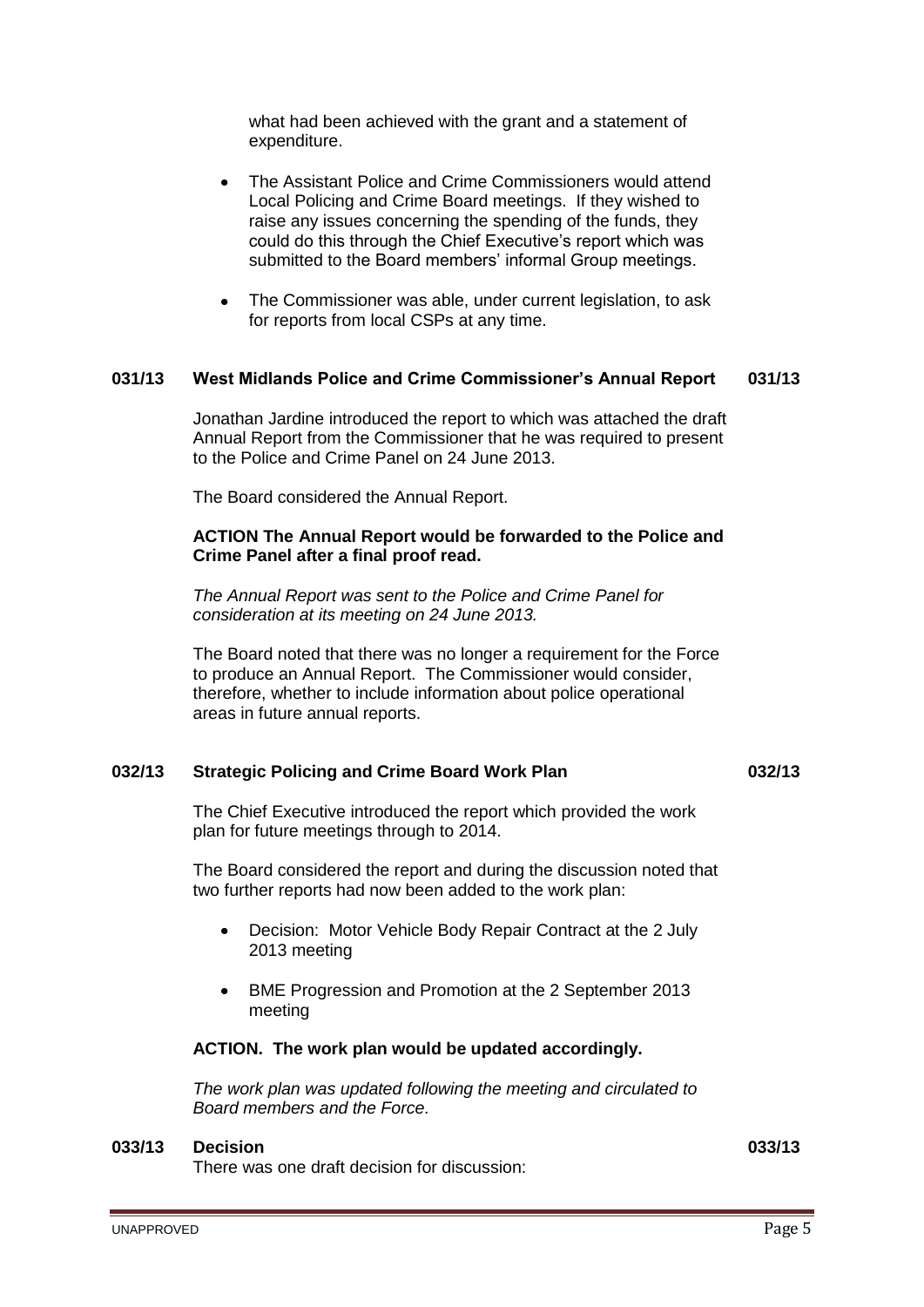what had been achieved with the grant and a statement of expenditure.

- The Assistant Police and Crime Commissioners would attend Local Policing and Crime Board meetings. If they wished to raise any issues concerning the spending of the funds, they could do this through the Chief Executive's report which was submitted to the Board members' informal Group meetings.
- The Commissioner was able, under current legislation, to ask for reports from local CSPs at any time.

### 031/13 West Midlands Police and Crime Commissioner's Annual Report 031/13

Jonathan Jardine introduced the report to which was attached the draft Annual Report from the Commissioner that he was required to present to the Police and Crime Panel on 24 June 2013.

The Board considered the Annual Report.

**ACTION The Annual Report would be forwarded to the Police and Crime Panel after a final proof read.**

*The Annual Report was sent to the Police and Crime Panel for consideration at its meeting on 24 June 2013.*

The Board noted that there was no longer a requirement for the Force to produce an Annual Report. The Commissioner would consider, therefore, whether to include information about police operational areas in future annual reports.

### 032/13 Strategic Policing and Crime Board Work Plan 032/13

The Chief Executive introduced the report which provided the work plan for future meetings through to 2014.

The Board considered the report and during the discussion noted that two further reports had now been added to the work plan:

- Decision: Motor Vehicle Body Repair Contract at the 2 July 2013 meeting
- BME Progression and Promotion at the 2 September 2013 meeting

**ACTION. The work plan would be updated accordingly.**

*The work plan was updated following the meeting and circulated to Board members and the Force.*

### 033/13 Decision 033/13

There was one draft decision for discussion: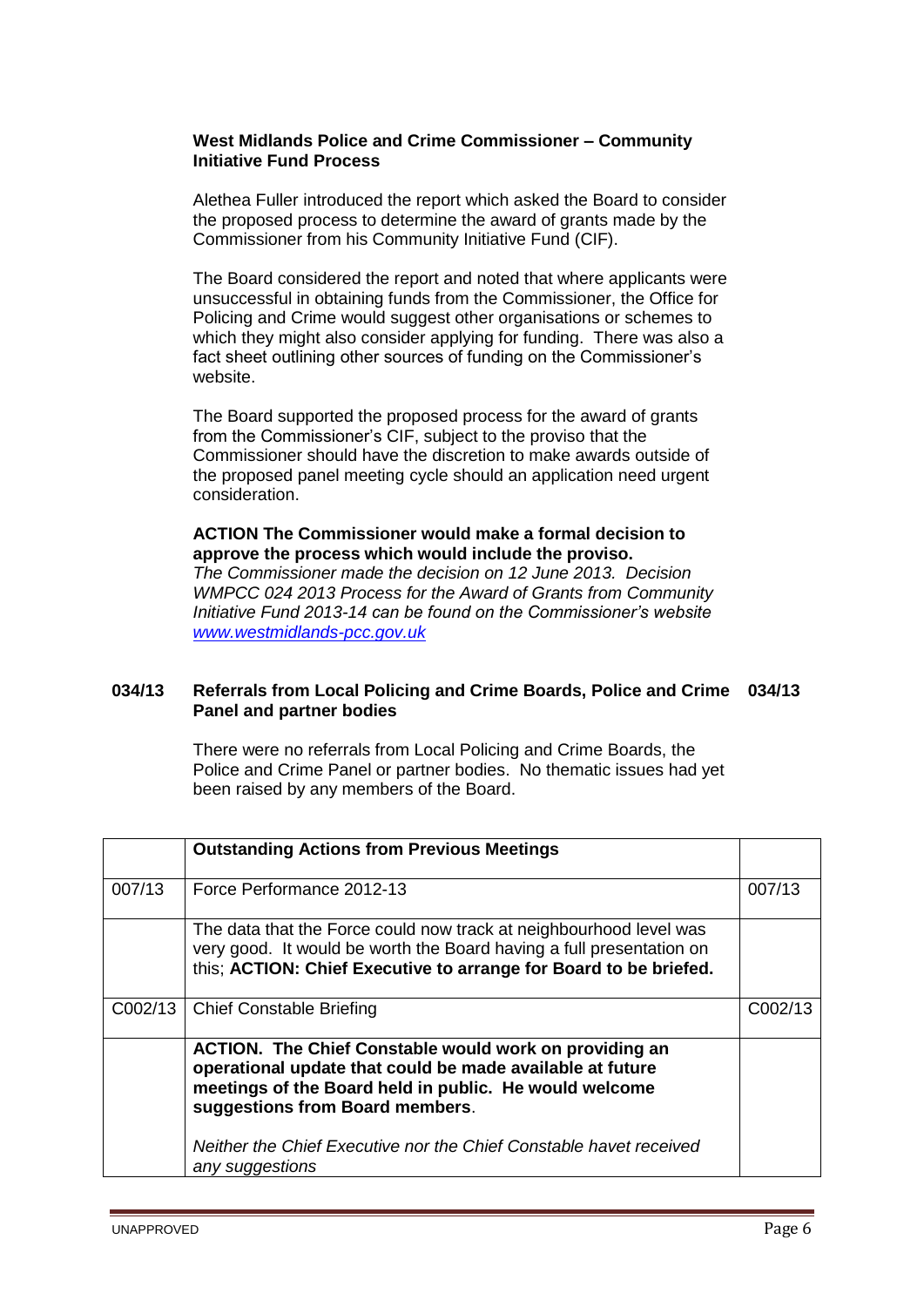**West Midlands Police and Crime Commissioner – Community Initiative Fund Process**

Alethea Fuller introduced the report which asked the Board to consider the proposed process to determine the award of grants made by the Commissioner from his Community Initiative Fund (CIF).

The Board considered the report and noted that where applicants were unsuccessful in obtaining funds from the Commissioner, the Office for Policing and Crime would suggest other organisations or schemes to which they might also consider applying for funding. There was also a fact sheet outlining other sources of funding on the Commissioner's website.

The Board supported the proposed process for the award of grants from the Commissioner's CIF, subject to the proviso that the Commissioner should have the discretion to make awards outside of the proposed panel meeting cycle should an application need urgent consideration.

**ACTION The Commissioner would make a formal decision to approve the process which would include the proviso.**
*The Commissioner made the decision on 12 June 2013. Decision WMPCC 024 2013 Process for the Award of Grants from Community Initiative Fund 2013-14 can be found on the Commissioner's website [www.westmidlands-pcc.gov.uk](http://www.westmidlands-pcc.gov.uk)*

## 034/13 Referrals from Local Policing and Crime Boards, Police and Crime Panel and partner bodies

There were no referrals from Local Policing and Crime Boards, the Police and Crime Panel or partner bodies. No thematic issues had yet been raised by any members of the Board.

| | **Outstanding Actions from Previous Meetings** | |
|---|---|---|
| 007/13 | Force Performance 2012-13 | 007/13 |
| | The data that the Force could now track at neighbourhood level was very good. It would be worth the Board having a full presentation on this; **ACTION: Chief Executive to arrange for Board to be briefed.** | |
| C002/13 | Chief Constable Briefing | C002/13 |
| | **ACTION. The Chief Constable would work on providing an operational update that could be made available at future meetings of the Board held in public. He would welcome suggestions from Board members**. *Neither the Chief Executive nor the Chief Constable havet received any suggestions* | |

UNAPPROVED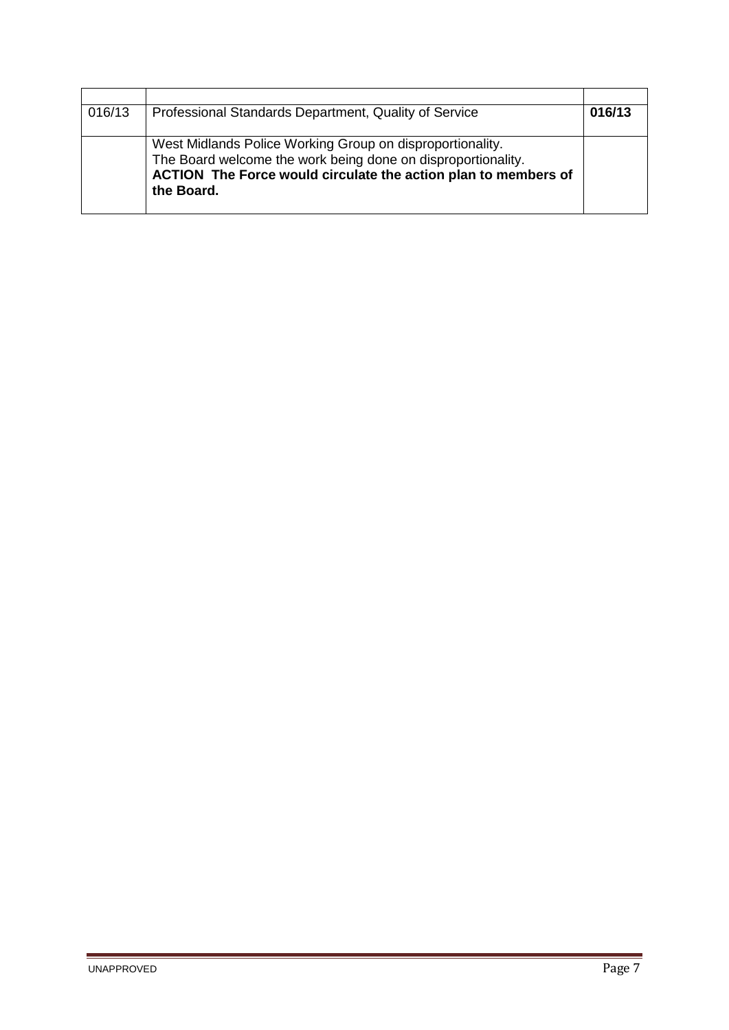| | | |
|---|---|---|
| 016/13 | Professional Standards Department, Quality of Service | **016/13** |
| | West Midlands Police Working Group on disproportionality.<br>The Board welcome the work being done on disproportionality.<br>**ACTION The Force would circulate the action plan to members of the Board.** | |

UNAPPROVED